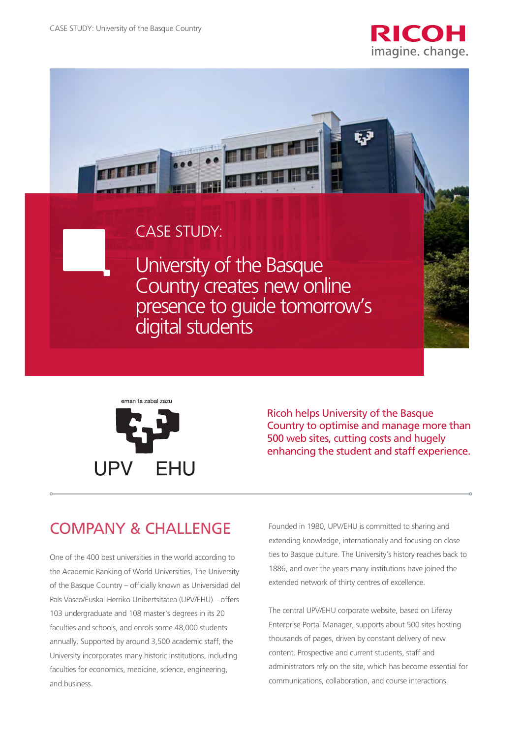# CASE STUDY:

# University of the Basque Country creates new online presence to guide tomorrow's digital students

eman ta zabal zazu

UPV EHU

Ricoh helps University of the Basque Country to optimise and manage more than 500 web sites, cutting costs and hugely enhancing the student and staff experience.

## COMPANY & CHALLENGE

One of the 400 best universities in the world according to the Academic Ranking of World Universities, The University of the Basque Country – officially known as Universidad del País Vasco/Euskal Herriko Unibertsitatea (UPV/EHU) – offers 103 undergraduate and 108 master's degrees in its 20 faculties and schools, and enrols some 48,000 students annually. Supported by around 3,500 academic staff, the University incorporates many historic institutions, including faculties for economics, medicine, science, engineering, and business.

Founded in 1980, UPV/EHU is committed to sharing and extending knowledge, internationally and focusing on close ties to Basque culture. The University's history reaches back to 1886, and over the years many institutions have joined the extended network of thirty centres of excellence.

The central UPV/EHU corporate website, based on Liferay Enterprise Portal Manager, supports about 500 sites hosting thousands of pages, driven by constant delivery of new content. Prospective and current students, staff and administrators rely on the site, which has become essential for communications, collaboration, and course interactions.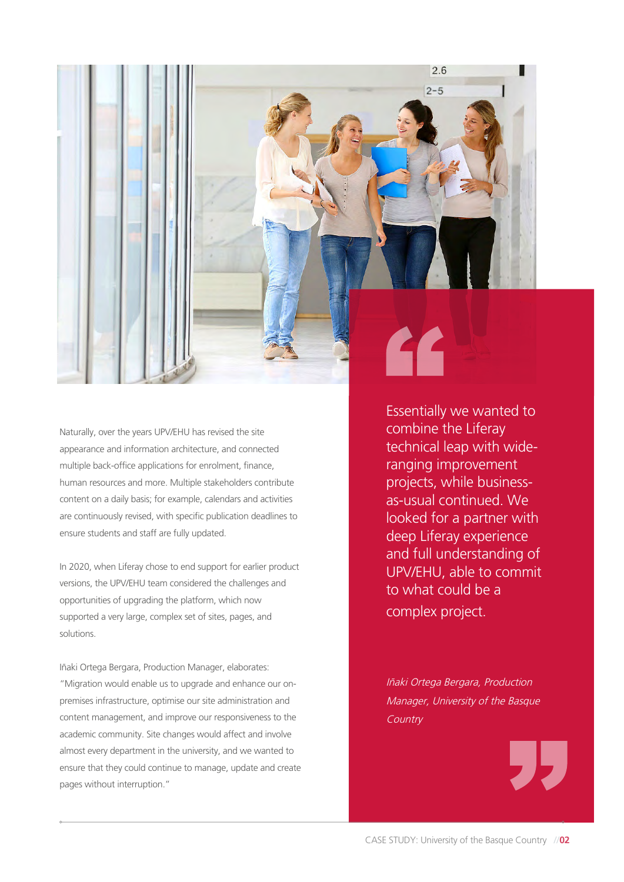Naturally, over the years UPV/EHU has revised the site appearance and information architecture, and connected multiple back-office applications for enrolment, finance, human resources and more. Multiple stakeholders contribute content on a daily basis; for example, calendars and activities are continuously revised, with specific publication deadlines to ensure students and staff are fully updated.

In 2020, when Liferay chose to end support for earlier product versions, the UPV/EHU team considered the challenges and opportunities of upgrading the platform, which now supported a very large, complex set of sites, pages, and solutions.

Iñaki Ortega Bergara, Production Manager, elaborates: "Migration would enable us to upgrade and enhance our on-premises infrastructure, optimise our site administration and content management, and improve our responsiveness to the academic community. Site changes would affect and involve almost every department in the university, and we wanted to ensure that they could continue to manage, update and create pages without interruption."

> Essentially we wanted to combine the Liferay technical leap with wide-ranging improvement projects, while business-as-usual continued. We looked for a partner with deep Liferay experience and full understanding of UPV/EHU, able to commit to what could be a complex project.
>
> *Iñaki Ortega Bergara, Production Manager, University of the Basque Country*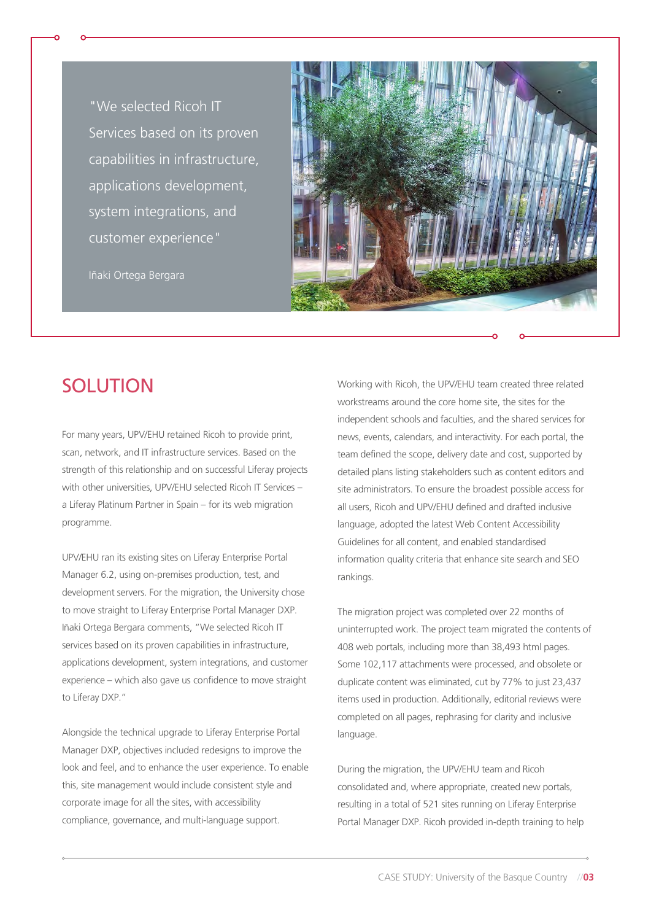> "We selected Ricoh IT Services based on its proven capabilities in infrastructure, applications development, system integrations, and customer experience"
>
> Iñaki Ortega Bergara

## SOLUTION

For many years, UPV/EHU retained Ricoh to provide print, scan, network, and IT infrastructure services. Based on the strength of this relationship and on successful Liferay projects with other universities, UPV/EHU selected Ricoh IT Services – a Liferay Platinum Partner in Spain – for its web migration programme.

UPV/EHU ran its existing sites on Liferay Enterprise Portal Manager 6.2, using on-premises production, test, and development servers. For the migration, the University chose to move straight to Liferay Enterprise Portal Manager DXP. Iñaki Ortega Bergara comments, "We selected Ricoh IT services based on its proven capabilities in infrastructure, applications development, system integrations, and customer experience – which also gave us confidence to move straight to Liferay DXP."

Alongside the technical upgrade to Liferay Enterprise Portal Manager DXP, objectives included redesigns to improve the look and feel, and to enhance the user experience. To enable this, site management would include consistent style and corporate image for all the sites, with accessibility compliance, governance, and multi-language support.

Working with Ricoh, the UPV/EHU team created three related workstreams around the core home site, the sites for the independent schools and faculties, and the shared services for news, events, calendars, and interactivity. For each portal, the team defined the scope, delivery date and cost, supported by detailed plans listing stakeholders such as content editors and site administrators. To ensure the broadest possible access for all users, Ricoh and UPV/EHU defined and drafted inclusive language, adopted the latest Web Content Accessibility Guidelines for all content, and enabled standardised information quality criteria that enhance site search and SEO rankings.

The migration project was completed over 22 months of uninterrupted work. The project team migrated the contents of 408 web portals, including more than 38,493 html pages. Some 102,117 attachments were processed, and obsolete or duplicate content was eliminated, cut by 77% to just 23,437 items used in production. Additionally, editorial reviews were completed on all pages, rephrasing for clarity and inclusive language.

During the migration, the UPV/EHU team and Ricoh consolidated and, where appropriate, created new portals, resulting in a total of 521 sites running on Liferay Enterprise Portal Manager DXP. Ricoh provided in-depth training to help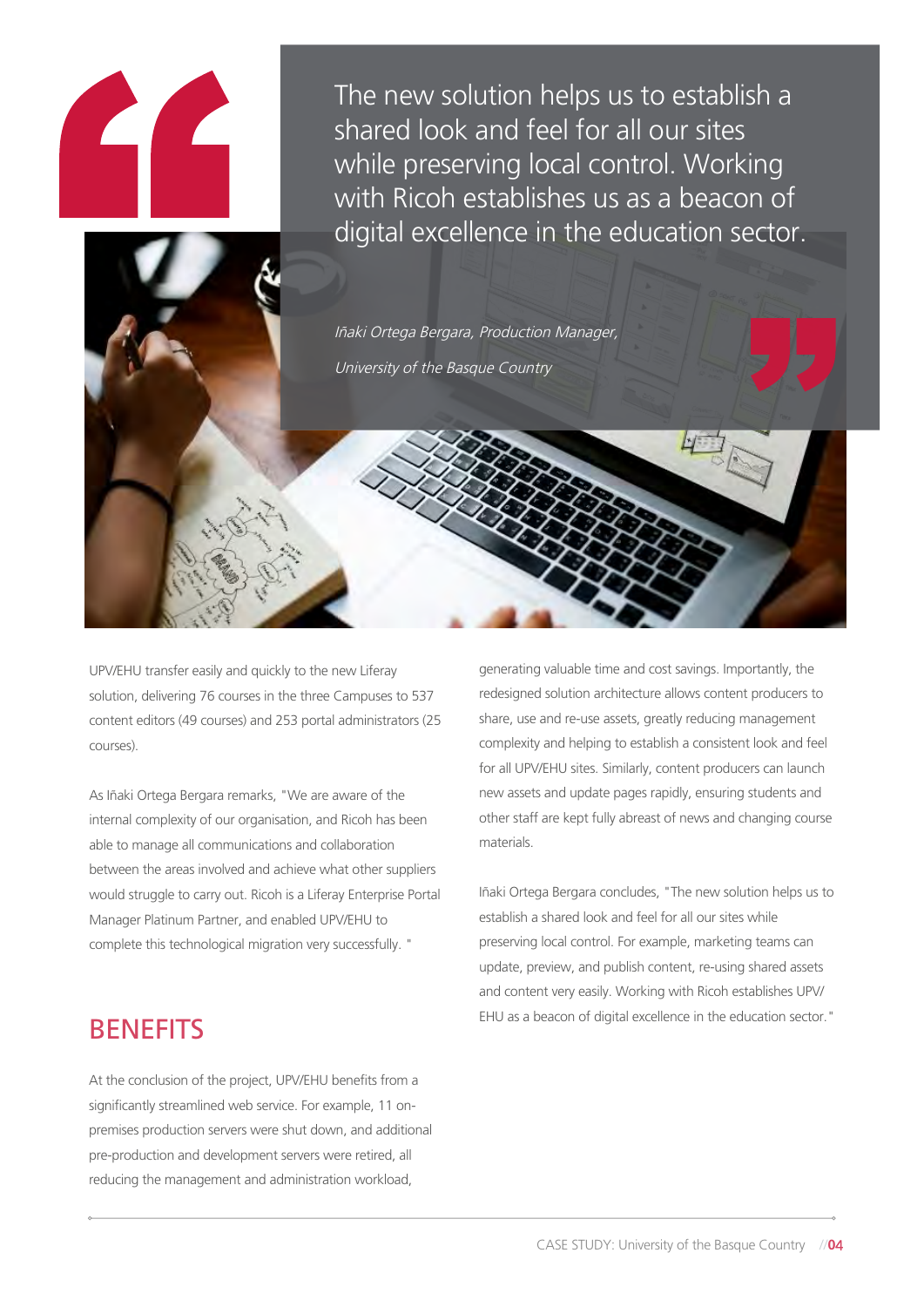> The new solution helps us to establish a shared look and feel for all our sites while preserving local control. Working with Ricoh establishes us as a beacon of digital excellence in the education sector.
>
> *Iñaki Ortega Bergara, Production Manager, University of the Basque Country*

UPV/EHU transfer easily and quickly to the new Liferay solution, delivering 76 courses in the three Campuses to 537 content editors (49 courses) and 253 portal administrators (25 courses).

As Iñaki Ortega Bergara remarks, "We are aware of the internal complexity of our organisation, and Ricoh has been able to manage all communications and collaboration between the areas involved and achieve what other suppliers would struggle to carry out. Ricoh is a Liferay Enterprise Portal Manager Platinum Partner, and enabled UPV/EHU to complete this technological migration very successfully. "

## BENEFITS

At the conclusion of the project, UPV/EHU benefits from a significantly streamlined web service. For example, 11 on-premises production servers were shut down, and additional pre-production and development servers were retired, all reducing the management and administration workload, generating valuable time and cost savings. Importantly, the redesigned solution architecture allows content producers to share, use and re-use assets, greatly reducing management complexity and helping to establish a consistent look and feel for all UPV/EHU sites. Similarly, content producers can launch new assets and update pages rapidly, ensuring students and other staff are kept fully abreast of news and changing course materials.

Iñaki Ortega Bergara concludes, "The new solution helps us to establish a shared look and feel for all our sites while preserving local control. For example, marketing teams can update, preview, and publish content, re-using shared assets and content very easily. Working with Ricoh establishes UPV/EHU as a beacon of digital excellence in the education sector."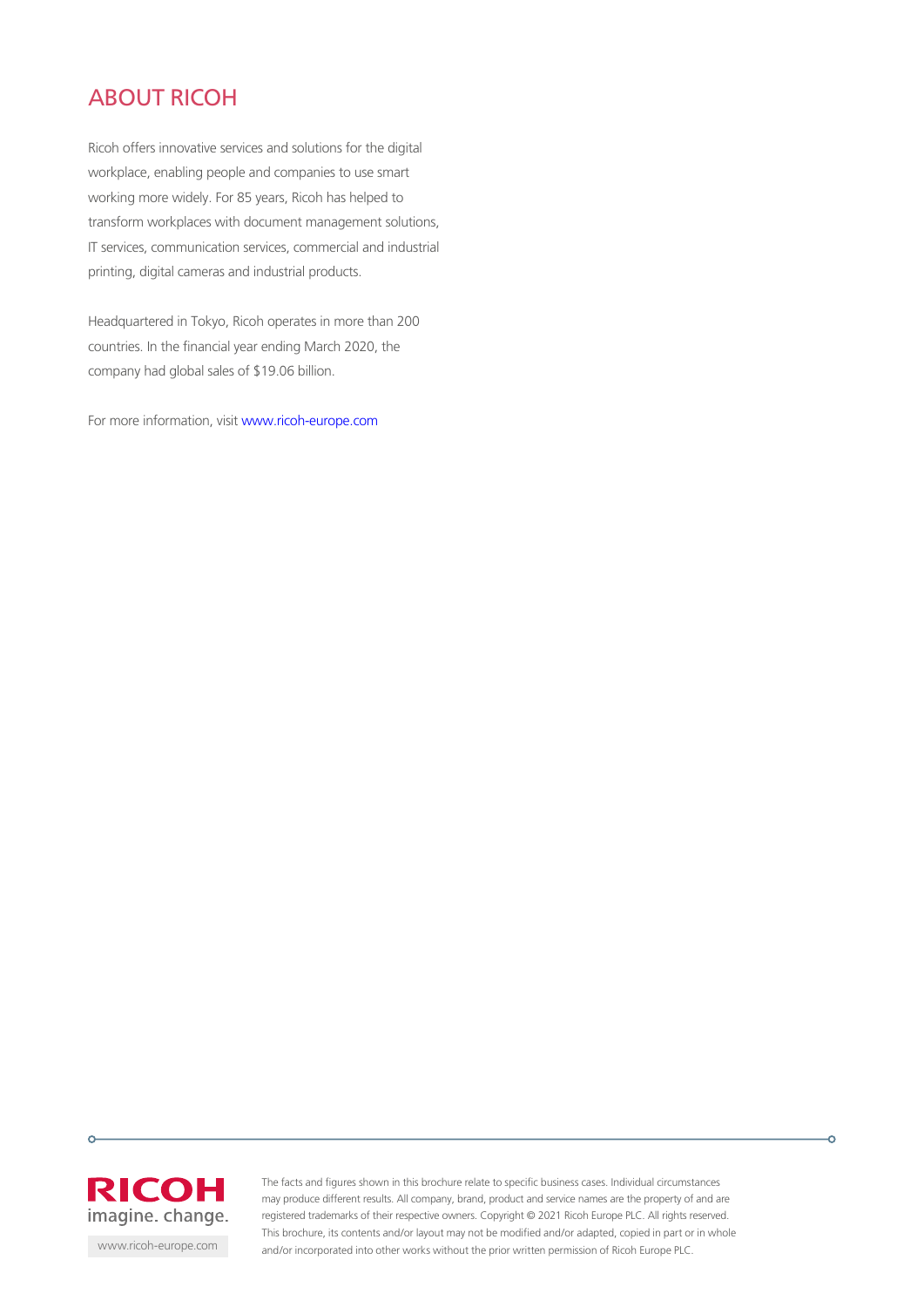## ABOUT RICOH

Ricoh offers innovative services and solutions for the digital workplace, enabling people and companies to use smart working more widely. For 85 years, Ricoh has helped to transform workplaces with document management solutions, IT services, communication services, commercial and industrial printing, digital cameras and industrial products.

Headquartered in Tokyo, Ricoh operates in more than 200 countries. In the financial year ending March 2020, the company had global sales of $19.06 billion.

For more information, visit www.ricoh-europe.com

RICOH
imagine. change.

www.ricoh-europe.com

The facts and figures shown in this brochure relate to specific business cases. Individual circumstances may produce different results. All company, brand, product and service names are the property of and are registered trademarks of their respective owners. Copyright © 2021 Ricoh Europe PLC. All rights reserved. This brochure, its contents and/or layout may not be modified and/or adapted, copied in part or in whole and/or incorporated into other works without the prior written permission of Ricoh Europe PLC.